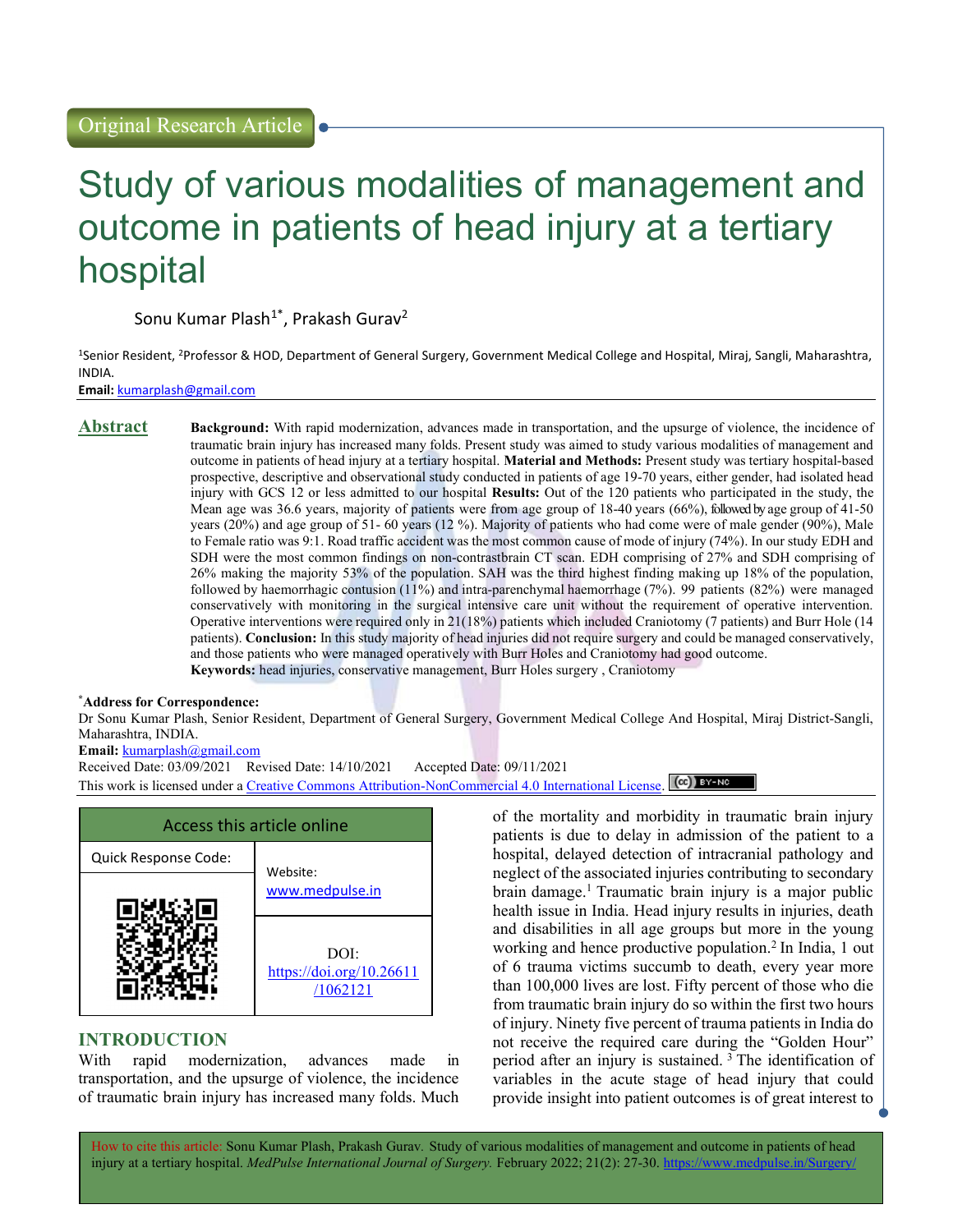Original Research Article

# Study of various modalities of management and outcome in patients of head injury at a tertiary hospital

Sonu Kumar Plash[1*], Prakash Gurav[2]

[1]Senior Resident, [2]Professor & HOD, Department of General Surgery, Government Medical College and Hospital, Miraj, Sangli, Maharashtra, INDIA.

**Email:** kumarplash@gmail.com

## Abstract

**Background:** With rapid modernization, advances made in transportation, and the upsurge of violence, the incidence of traumatic brain injury has increased many folds. Present study was aimed to study various modalities of management and outcome in patients of head injury at a tertiary hospital. **Material and Methods:** Present study was tertiary hospital-based prospective, descriptive and observational study conducted in patients of age 19-70 years, either gender, had isolated head injury with GCS 12 or less admitted to our hospital **Results:** Out of the 120 patients who participated in the study, the Mean age was 36.6 years, majority of patients were from age group of 18-40 years (66%), followed by age group of 41-50 years (20%) and age group of 51- 60 years (12 %). Majority of patients who had come were of male gender (90%), Male to Female ratio was 9:1. Road traffic accident was the most common cause of mode of injury (74%). In our study EDH and SDH were the most common findings on non-contrastbrain CT scan. EDH comprising of 27% and SDH comprising of 26% making the majority 53% of the population. SAH was the third highest finding making up 18% of the population, followed by haemorrhagic contusion (11%) and intra-parenchymal haemorrhage (7%). 99 patients (82%) were managed conservatively with monitoring in the surgical intensive care unit without the requirement of operative intervention. Operative interventions were required only in 21(18%) patients which included Craniotomy (7 patients) and Burr Hole (14 patients). **Conclusion:** In this study majority of head injuries did not require surgery and could be managed conservatively, and those patients who were managed operatively with Burr Holes and Craniotomy had good outcome.

**Keywords:** head injuries, conservative management, Burr Holes surgery , Craniotomy

**\*Address for Correspondence:**
Dr Sonu Kumar Plash, Senior Resident, Department of General Surgery, Government Medical College And Hospital, Miraj District-Sangli, Maharashtra, INDIA.

**Email:** kumarplash@gmail.com

Received Date: 03/09/2021 Revised Date: 14/10/2021 Accepted Date: 09/11/2021

This work is licensed under a Creative Commons Attribution-NonCommercial 4.0 International License.

| Access this article online | |
|---|---|
| Quick Response Code: | Website: www.medpulse.in |
| | DOI: https://doi.org/10.26611/1062121 |

## INTRODUCTION

With rapid modernization, advances made in transportation, and the upsurge of violence, the incidence of traumatic brain injury has increased many folds. Much of the mortality and morbidity in traumatic brain injury patients is due to delay in admission of the patient to a hospital, delayed detection of intracranial pathology and neglect of the associated injuries contributing to secondary brain damage.[1] Traumatic brain injury is a major public health issue in India. Head injury results in injuries, death and disabilities in all age groups but more in the young working and hence productive population.[2] In India, 1 out of 6 trauma victims succumb to death, every year more than 100,000 lives are lost. Fifty percent of those who die from traumatic brain injury do so within the first two hours of injury. Ninety five percent of trauma patients in India do not receive the required care during the "Golden Hour" period after an injury is sustained. [3] The identification of variables in the acute stage of head injury that could provide insight into patient outcomes is of great interest to

How to cite this article: Sonu Kumar Plash, Prakash Gurav. Study of various modalities of management and outcome in patients of head injury at a tertiary hospital. *MedPulse International Journal of Surgery.* February 2022; 21(2): 27-30. https://www.medpulse.in/Surgery/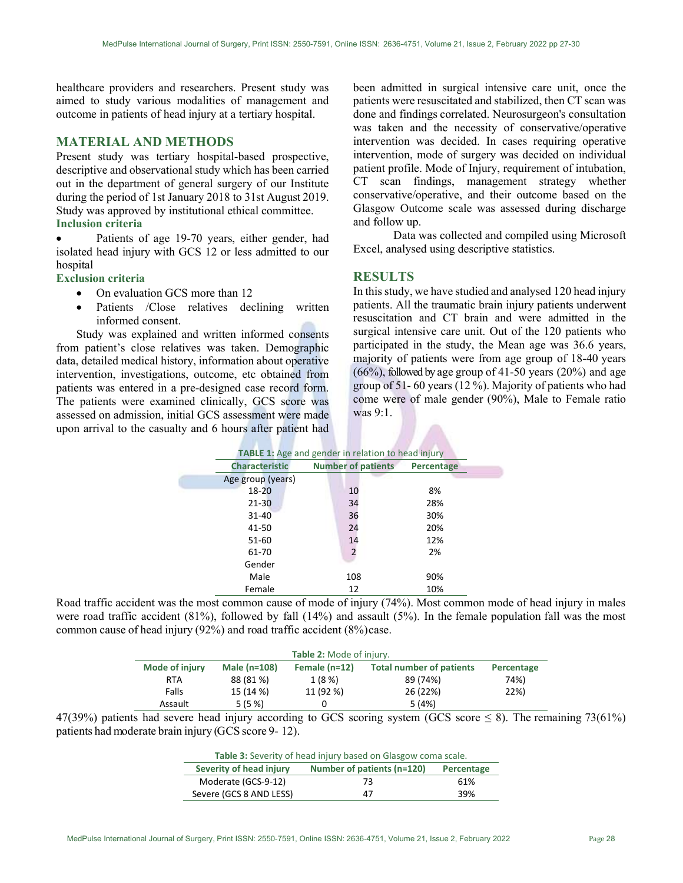healthcare providers and researchers. Present study was aimed to study various modalities of management and outcome in patients of head injury at a tertiary hospital.

## MATERIAL AND METHODS

Present study was tertiary hospital-based prospective, descriptive and observational study which has been carried out in the department of general surgery of our Institute during the period of 1st January 2018 to 31st August 2019. Study was approved by institutional ethical committee.

### Inclusion criteria

- Patients of age 19-70 years, either gender, had isolated head injury with GCS 12 or less admitted to our hospital

### Exclusion criteria

- On evaluation GCS more than 12
- Patients /Close relatives declining written informed consent.

Study was explained and written informed consents from patient's close relatives was taken. Demographic data, detailed medical history, information about operative intervention, investigations, outcome, etc obtained from patients was entered in a pre-designed case record form. The patients were examined clinically, GCS score was assessed on admission, initial GCS assessment were made upon arrival to the casualty and 6 hours after patient had been admitted in surgical intensive care unit, once the patients were resuscitated and stabilized, then CT scan was done and findings correlated. Neurosurgeon's consultation was taken and the necessity of conservative/operative intervention was decided. In cases requiring operative intervention, mode of surgery was decided on individual patient profile. Mode of Injury, requirement of intubation, CT scan findings, management strategy whether conservative/operative, and their outcome based on the Glasgow Outcome scale was assessed during discharge and follow up.

Data was collected and compiled using Microsoft Excel, analysed using descriptive statistics.

## RESULTS

In this study, we have studied and analysed 120 head injury patients. All the traumatic brain injury patients underwent resuscitation and CT brain and were admitted in the surgical intensive care unit. Out of the 120 patients who participated in the study, the Mean age was 36.6 years, majority of patients were from age group of 18-40 years (66%), followed by age group of 41-50 years (20%) and age group of 51- 60 years (12 %). Majority of patients who had come were of male gender (90%), Male to Female ratio was 9:1.

**TABLE 1:** Age and gender in relation to head injury

| Characteristic | Number of patients | Percentage |
|---|---|---|
| Age group (years) | | |
| 18-20 | 10 | 8% |
| 21-30 | 34 | 28% |
| 31-40 | 36 | 30% |
| 41-50 | 24 | 20% |
| 51-60 | 14 | 12% |
| 61-70 | 2 | 2% |
| Gender | | |
| Male | 108 | 90% |
| Female | 12 | 10% |

Road traffic accident was the most common cause of mode of injury (74%). Most common mode of head injury in males were road traffic accident (81%), followed by fall (14%) and assault (5%). In the female population fall was the most common cause of head injury (92%) and road traffic accident (8%) case.

**Table 2:** Mode of injury.

| Mode of injury | Male (n=108) | Female (n=12) | Total number of patients | Percentage |
|---|---|---|---|---|
| RTA | 88 (81 %) | 1 (8 %) | 89 (74%) | 74%) |
| Falls | 15 (14 %) | 11 (92 %) | 26 (22%) | 22%) |
| Assault | 5 (5 %) | 0 | 5 (4%) | |

47(39%) patients had severe head injury according to GCS scoring system (GCS score $\leq$ 8). The remaining 73(61%) patients had moderate brain injury (GCS score 9- 12).

**Table 3:** Severity of head injury based on Glasgow coma scale.

| Severity of head injury | Number of patients (n=120) | Percentage |
|---|---|---|
| Moderate (GCS-9-12) | 73 | 61% |
| Severe (GCS 8 AND LESS) | 47 | 39% |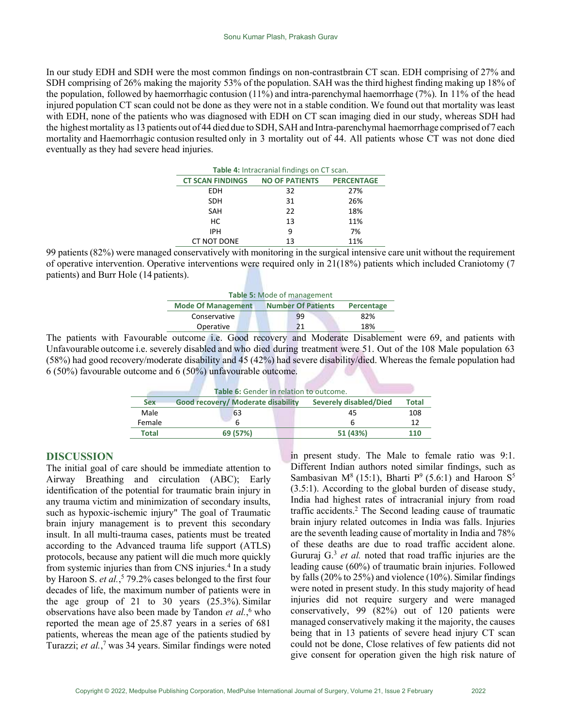In our study EDH and SDH were the most common findings on non-contrastbrain CT scan. EDH comprising of 27% and SDH comprising of 26% making the majority 53% of the population. SAH was the third highest finding making up 18% of the population, followed by haemorrhagic contusion (11%) and intra-parenchymal haemorrhage (7%). In 11% of the head injured population CT scan could not be done as they were not in a stable condition. We found out that mortality was least with EDH, none of the patients who was diagnosed with EDH on CT scan imaging died in our study, whereas SDH had the highest mortality as 13 patients out of 44 died due to SDH, SAH and Intra-parenchymal haemorrhage comprised of 7 each mortality and Haemorrhagic contusion resulted only in 3 mortality out of 44. All patients whose CT was not done died eventually as they had severe head injuries.

**Table 4:** Intracranial findings on CT scan.

| CT SCAN FINDINGS | NO OF PATIENTS | PERCENTAGE |
|---|---|---|
| EDH | 32 | 27% |
| SDH | 31 | 26% |
| SAH | 22 | 18% |
| HC | 13 | 11% |
| IPH | 9 | 7% |
| CT NOT DONE | 13 | 11% |

99 patients (82%) were managed conservatively with monitoring in the surgical intensive care unit without the requirement of operative intervention. Operative interventions were required only in 21(18%) patients which included Craniotomy (7 patients) and Burr Hole (14 patients).

**Table 5:** Mode of management

| Mode Of Management | Number Of Patients | Percentage |
|---|---|---|
| Conservative | 99 | 82% |
| Operative | 21 | 18% |

The patients with Favourable outcome i.e. Good recovery and Moderate Disablement were 69, and patients with Unfavourable outcome i.e. severely disabled and who died during treatment were 51. Out of the 108 Male population 63 (58%) had good recovery/moderate disability and 45 (42%) had severe disability/died. Whereas the female population had 6 (50%) favourable outcome and 6 (50%) unfavourable outcome.

**Table 6:** Gender in relation to outcome.

| Sex | Good recovery/ Moderate disability | Severely disabled/Died | Total |
|---|---|---|---|
| Male | 63 | 45 | 108 |
| Female | 6 | 6 | 12 |
| **Total** | **69 (57%)** | **51 (43%)** | **110** |

## DISCUSSION

The initial goal of care should be immediate attention to Airway Breathing and circulation (ABC); Early identification of the potential for traumatic brain injury in any trauma victim and minimization of secondary insults, such as hypoxic-ischemic injury" The goal of Traumatic brain injury management is to prevent this secondary insult. In all multi-trauma cases, patients must be treated according to the Advanced trauma life support (ATLS) protocols, because any patient will die much more quickly from systemic injuries than from CNS injuries.[4] In a study by Haroon S. *et al.*,[5] 79.2% cases belonged to the first four decades of life, the maximum number of patients were in the age group of 21 to 30 years (25.3%). Similar observations have also been made by Tandon *et al.*,[6] who reported the mean age of 25.87 years in a series of 681 patients, whereas the mean age of the patients studied by Turazzi; *et al.*,[7] was 34 years. Similar findings were noted in present study. The Male to female ratio was 9:1. Different Indian authors noted similar findings, such as Sambasivan M[8] (15:1), Bharti P[9] (5.6:1) and Haroon S[5] (3.5:1). According to the global burden of disease study, India had highest rates of intracranial injury from road traffic accidents.[2] The Second leading cause of traumatic brain injury related outcomes in India was falls. Injuries are the seventh leading cause of mortality in India and 78% of these deaths are due to road traffic accident alone. Gururaj G.[3] *et al.* noted that road traffic injuries are the leading cause (60%) of traumatic brain injuries. Followed by falls (20% to 25%) and violence (10%). Similar findings were noted in present study. In this study majority of head injuries did not require surgery and were managed conservatively, 99 (82%) out of 120 patients were managed conservatively making it the majority, the causes being that in 13 patients of severe head injury CT scan could not be done, Close relatives of few patients did not give consent for operation given the high risk nature of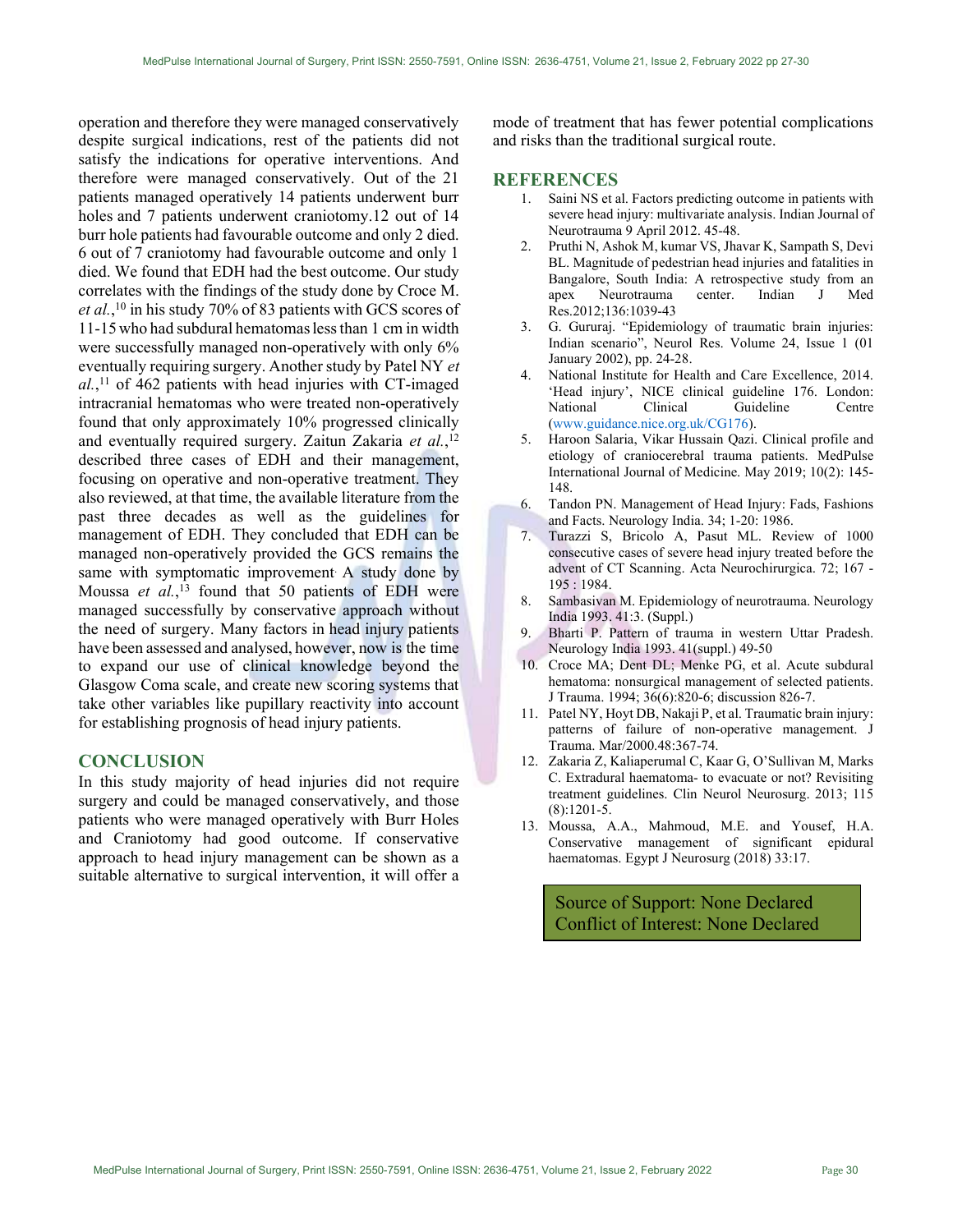operation and therefore they were managed conservatively despite surgical indications, rest of the patients did not satisfy the indications for operative interventions. And therefore were managed conservatively. Out of the 21 patients managed operatively 14 patients underwent burr holes and 7 patients underwent craniotomy.12 out of 14 burr hole patients had favourable outcome and only 2 died. 6 out of 7 craniotomy had favourable outcome and only 1 died. We found that EDH had the best outcome. Our study correlates with the findings of the study done by Croce M. *et al.*,[10] in his study 70% of 83 patients with GCS scores of 11-15 who had subdural hematomas less than 1 cm in width were successfully managed non-operatively with only 6% eventually requiring surgery. Another study by Patel NY *et al.*,[11] of 462 patients with head injuries with CT-imaged intracranial hematomas who were treated non-operatively found that only approximately 10% progressed clinically and eventually required surgery. Zaitun Zakaria *et al.*,[12] described three cases of EDH and their management, focusing on operative and non-operative treatment. They also reviewed, at that time, the available literature from the past three decades as well as the guidelines for management of EDH. They concluded that EDH can be managed non-operatively provided the GCS remains the same with symptomatic improvement. A study done by Moussa *et al.*,[13] found that 50 patients of EDH were managed successfully by conservative approach without the need of surgery. Many factors in head injury patients have been assessed and analysed, however, now is the time to expand our use of clinical knowledge beyond the Glasgow Coma scale, and create new scoring systems that take other variables like pupillary reactivity into account for establishing prognosis of head injury patients.

## CONCLUSION

In this study majority of head injuries did not require surgery and could be managed conservatively, and those patients who were managed operatively with Burr Holes and Craniotomy had good outcome. If conservative approach to head injury management can be shown as a suitable alternative to surgical intervention, it will offer a mode of treatment that has fewer potential complications and risks than the traditional surgical route.

## REFERENCES

1. Saini NS et al. Factors predicting outcome in patients with severe head injury: multivariate analysis. Indian Journal of Neurotrauma 9 April 2012. 45-48.
2. Pruthi N, Ashok M, kumar VS, Jhavar K, Sampath S, Devi BL. Magnitude of pedestrian head injuries and fatalities in Bangalore, South India: A retrospective study from an apex Neurotrauma center. Indian J Med Res.2012;136:1039-43
3. G. Gururaj. "Epidemiology of traumatic brain injuries: Indian scenario", Neurol Res. Volume 24, Issue 1 (01 January 2002), pp. 24-28.
4. National Institute for Health and Care Excellence, 2014. 'Head injury', NICE clinical guideline 176. London: National Clinical Guideline Centre (www.guidance.nice.org.uk/CG176).
5. Haroon Salaria, Vikar Hussain Qazi. Clinical profile and etiology of craniocerebral trauma patients. MedPulse International Journal of Medicine. May 2019; 10(2): 145-148.
6. Tandon PN. Management of Head Injury: Fads, Fashions and Facts. Neurology India. 34; 1-20: 1986.
7. Turazzi S, Bricolo A, Pasut ML. Review of 1000 consecutive cases of severe head injury treated before the advent of CT Scanning. Acta Neurochirurgica. 72; 167 - 195 : 1984.
8. Sambasivan M. Epidemiology of neurotrauma. Neurology India 1993. 41:3. (Suppl.)
9. Bharti P. Pattern of trauma in western Uttar Pradesh. Neurology India 1993. 41(suppl.) 49-50
10. Croce MA; Dent DL; Menke PG, et al. Acute subdural hematoma: nonsurgical management of selected patients. J Trauma. 1994; 36(6):820-6; discussion 826-7.
11. Patel NY, Hoyt DB, Nakaji P, et al. Traumatic brain injury: patterns of failure of non-operative management. J Trauma. Mar/2000.48:367-74.
12. Zakaria Z, Kaliaperumal C, Kaar G, O'Sullivan M, Marks C. Extradural haematoma- to evacuate or not? Revisiting treatment guidelines. Clin Neurol Neurosurg. 2013; 115 (8):1201-5.
13. Moussa, A.A., Mahmoud, M.E. and Yousef, H.A. Conservative management of significant epidural haematomas. Egypt J Neurosurg (2018) 33:17.

Source of Support: None Declared
Conflict of Interest: None Declared